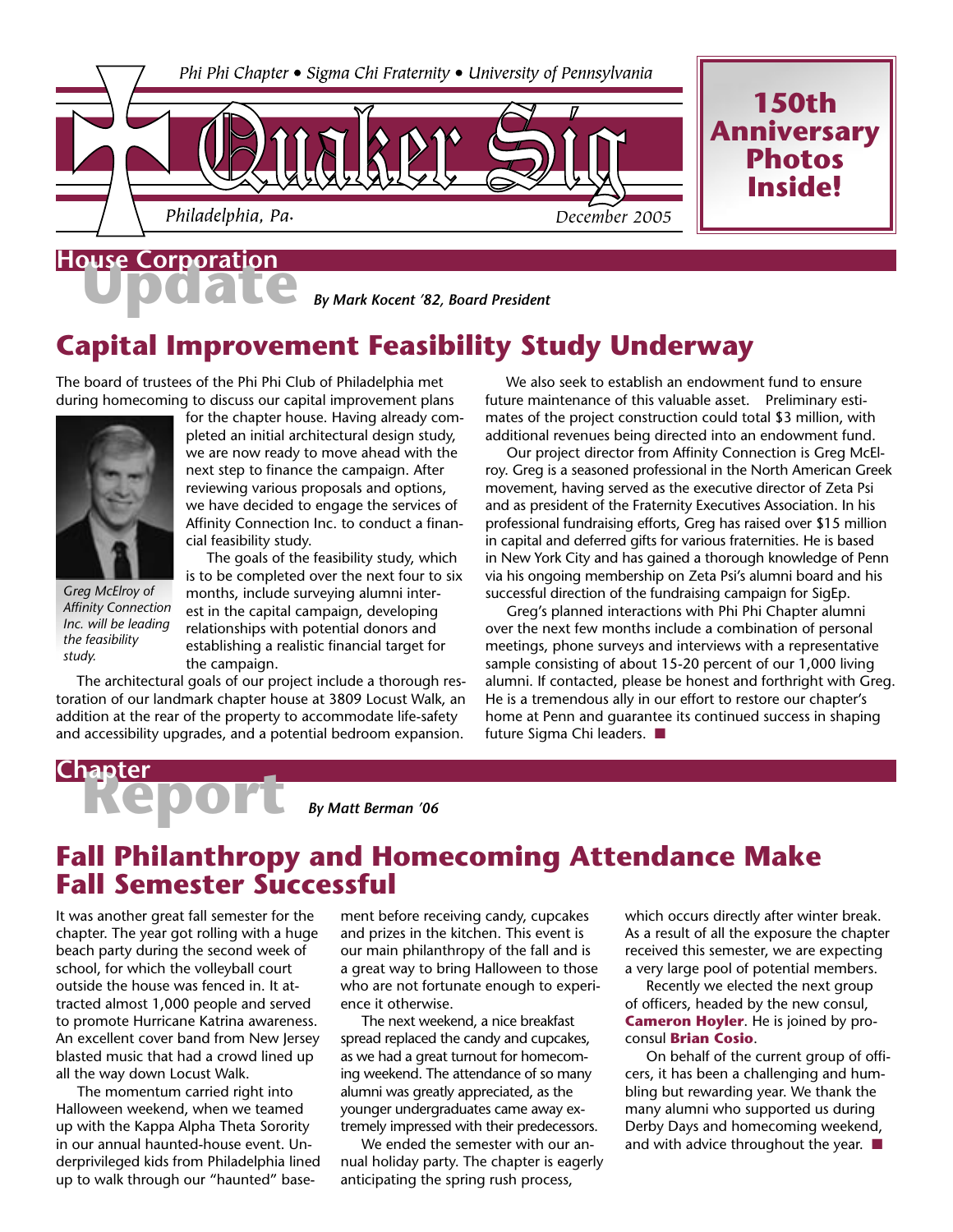Phi Phi Chapter • Sigma Chi Fraternity • University of Pennsylvania

# Quaker Sig

Philadelphia, Pa. December 2005

**150th Anniversary Photos Inside!**

## House Corporation Update

*By Mark Kocent '82, Board President*

## Capital Improvement Feasibility Study Underway

The board of trustees of the Phi Phi Club of Philadelphia met during homecoming to discuss our capital improvement plans for the chapter house. Having already completed an initial architectural design study, we are now ready to move ahead with the next step to finance the campaign. After reviewing various proposals and options, we have decided to engage the services of Affinity Connection Inc. to conduct a financial feasibility study.

*Greg McElroy of Affinity Connection Inc. will be leading the feasibility study.*

The goals of the feasibility study, which is to be completed over the next four to six months, include surveying alumni interest in the capital campaign, developing relationships with potential donors and establishing a realistic financial target for the campaign.

The architectural goals of our project include a thorough restoration of our landmark chapter house at 3809 Locust Walk, an addition at the rear of the property to accommodate life-safety and accessibility upgrades, and a potential bedroom expansion.

We also seek to establish an endowment fund to ensure future maintenance of this valuable asset. Preliminary estimates of the project construction could total $3 million, with additional revenues being directed into an endowment fund.

Our project director from Affinity Connection is Greg McElroy. Greg is a seasoned professional in the North American Greek movement, having served as the executive director of Zeta Psi and as president of the Fraternity Executives Association. In his professional fundraising efforts, Greg has raised over $15 million in capital and deferred gifts for various fraternities. He is based in New York City and has gained a thorough knowledge of Penn via his ongoing membership on Zeta Psi's alumni board and his successful direction of the fundraising campaign for SigEp.

Greg's planned interactions with Phi Phi Chapter alumni over the next few months include a combination of personal meetings, phone surveys and interviews with a representative sample consisting of about 15-20 percent of our 1,000 living alumni. If contacted, please be honest and forthright with Greg. He is a tremendous ally in our effort to restore our chapter's home at Penn and guarantee its continued success in shaping future Sigma Chi leaders. ■

## Chapter Report

*By Matt Berman '06*

## Fall Philanthropy and Homecoming Attendance Make Fall Semester Successful

It was another great fall semester for the chapter. The year got rolling with a huge beach party during the second week of school, for which the volleyball court outside the house was fenced in. It attracted almost 1,000 people and served to promote Hurricane Katrina awareness. An excellent cover band from New Jersey blasted music that had a crowd lined up all the way down Locust Walk.

The momentum carried right into Halloween weekend, when we teamed up with the Kappa Alpha Theta Sorority in our annual haunted-house event. Underprivileged kids from Philadelphia lined up to walk through our "haunted" basement before receiving candy, cupcakes and prizes in the kitchen. This event is our main philanthropy of the fall and is a great way to bring Halloween to those who are not fortunate enough to experience it otherwise.

The next weekend, a nice breakfast spread replaced the candy and cupcakes, as we had a great turnout for homecoming weekend. The attendance of so many alumni was greatly appreciated, as the younger undergraduates came away extremely impressed with their predecessors.

We ended the semester with our annual holiday party. The chapter is eagerly anticipating the spring rush process, which occurs directly after winter break. As a result of all the exposure the chapter received this semester, we are expecting a very large pool of potential members.

Recently we elected the next group of officers, headed by the new consul, **Cameron Hoyler**. He is joined by proconsul **Brian Cosio**.

On behalf of the current group of officers, it has been a challenging and humbling but rewarding year. We thank the many alumni who supported us during Derby Days and homecoming weekend, and with advice throughout the year. ■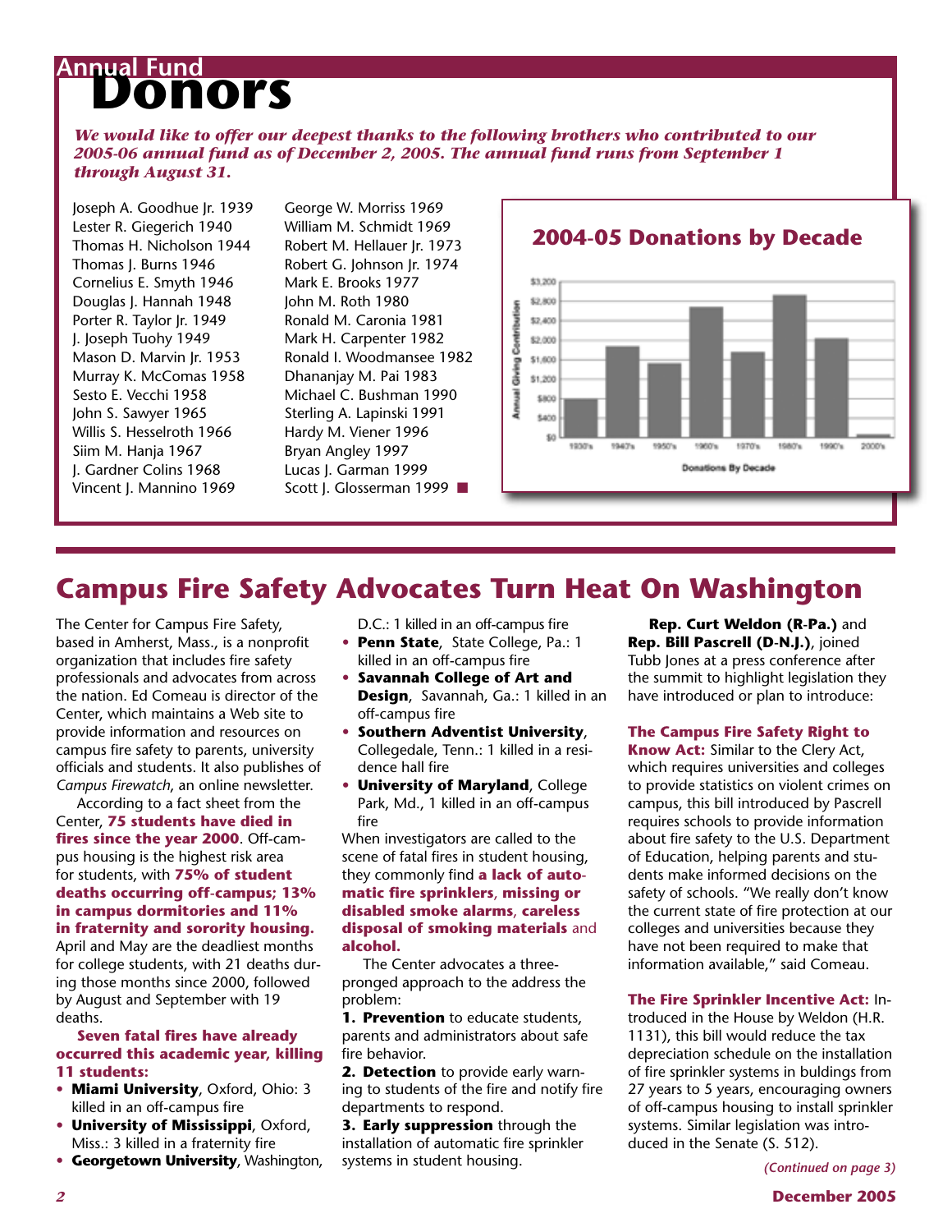# Annual Fund Donors

***We would like to offer our deepest thanks to the following brothers who contributed to our 2005-06 annual fund as of December 2, 2005. The annual fund runs from September 1 through August 31.***

Joseph A. Goodhue Jr. 1939
Lester R. Giegerich 1940
Thomas H. Nicholson 1944
Thomas J. Burns 1946
Cornelius E. Smyth 1946
Douglas J. Hannah 1948
Porter R. Taylor Jr. 1949
J. Joseph Tuohy 1949
Mason D. Marvin Jr. 1953
Murray K. McComas 1958
Sesto E. Vecchi 1958
John S. Sawyer 1965
Willis S. Hesselroth 1966
Siim M. Hanja 1967
J. Gardner Colins 1968
Vincent J. Mannino 1969
George W. Morriss 1969
William M. Schmidt 1969
Robert M. Hellauer Jr. 1973
Robert G. Johnson Jr. 1974
Mark E. Brooks 1977
John M. Roth 1980
Ronald M. Caronia 1981
Mark H. Carpenter 1982
Ronald I. Woodmansee 1982
Dhananjay M. Pai 1983
Michael C. Bushman 1990
Sterling A. Lapinski 1991
Hardy M. Viener 1996
Bryan Angley 1997
Lucas J. Garman 1999
Scott J. Glosserman 1999 ■

**2004-05 Donations by Decade**

Annual Giving Contribution ($0–$3,200) by Donations By Decade: 1930's, 1940's, 1950's, 1960's, 1970's, 1980's, 1990's, 2000's

# Campus Fire Safety Advocates Turn Heat On Washington

The Center for Campus Fire Safety, based in Amherst, Mass., is a nonprofit organization that includes fire safety professionals and advocates from across the nation. Ed Comeau is director of the Center, which maintains a Web site to provide information and resources on campus fire safety to parents, university officials and students. It also publishes of *Campus Firewatch*, an online newsletter.

According to a fact sheet from the Center, **75 students have died in fires since the year 2000**. Off-campus housing is the highest risk area for students, with **75% of student deaths occurring off-campus; 13% in campus dormitories and 11% in fraternity and sorority housing.** April and May are the deadliest months for college students, with 21 deaths during those months since 2000, followed by August and September with 19 deaths.

**Seven fatal fires have already occurred this academic year, killing 11 students:**

- **Miami University**, Oxford, Ohio: 3 killed in an off-campus fire
- **University of Mississippi**, Oxford, Miss.: 3 killed in a fraternity fire
- **Georgetown University**, Washington, D.C.: 1 killed in an off-campus fire
- **Penn State**, State College, Pa.: 1 killed in an off-campus fire
- **Savannah College of Art and Design**, Savannah, Ga.: 1 killed in an off-campus fire
- **Southern Adventist University**, Collegedale, Tenn.: 1 killed in a residence hall fire
- **University of Maryland**, College Park, Md., 1 killed in an off-campus fire

When investigators are called to the scene of fatal fires in student housing, they commonly find **a lack of automatic fire sprinklers**, **missing or disabled smoke alarms**, **careless disposal of smoking materials** and **alcohol.**

The Center advocates a three-pronged approach to the address the problem:

**1. Prevention** to educate students, parents and administrators about safe fire behavior.
**2. Detection** to provide early warning to students of the fire and notify fire departments to respond.
**3. Early suppression** through the installation of automatic fire sprinkler systems in student housing.

**Rep. Curt Weldon (R-Pa.)** and **Rep. Bill Pascrell (D-N.J.)**, joined Tubb Jones at a press conference after the summit to highlight legislation they have introduced or plan to introduce:

**The Campus Fire Safety Right to Know Act:** Similar to the Clery Act, which requires universities and colleges to provide statistics on violent crimes on campus, this bill introduced by Pascrell requires schools to provide information about fire safety to the U.S. Department of Education, helping parents and students make informed decisions on the safety of schools. "We really don't know the current state of fire protection at our colleges and universities because they have not been required to make that information available," said Comeau.

**The Fire Sprinkler Incentive Act:** Introduced in the House by Weldon (H.R. 1131), this bill would reduce the tax depreciation schedule on the installation of fire sprinkler systems in buldings from 27 years to 5 years, encouraging owners of off-campus housing to install sprinkler systems. Similar legislation was introduced in the Senate (S. 512).

*(Continued on page 3)*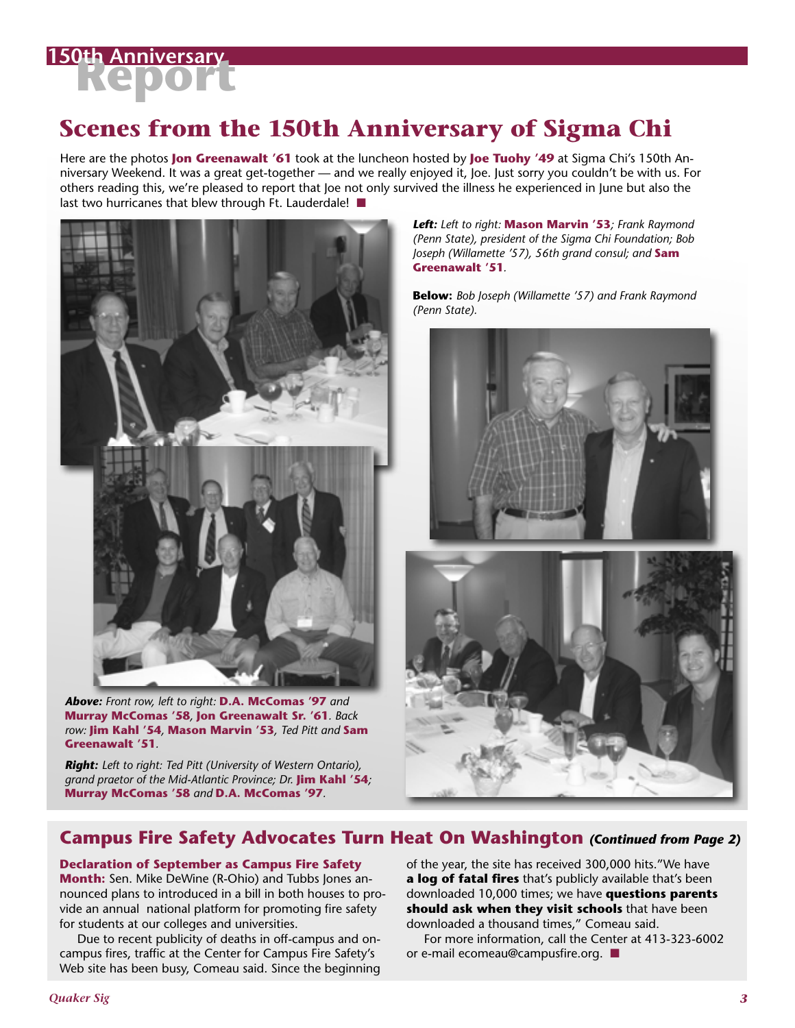# 150th Anniversary Report

## Scenes from the 150th Anniversary of Sigma Chi

Here are the photos **Jon Greenawalt '61** took at the luncheon hosted by **Joe Tuohy '49** at Sigma Chi's 150th Anniversary Weekend. It was a great get-together — and we really enjoyed it, Joe. Just sorry you couldn't be with us. For others reading this, we're pleased to report that Joe not only survived the illness he experienced in June but also the last two hurricanes that blew through Ft. Lauderdale! ■

***Left:*** *Left to right:* **Mason Marvin '53***; Frank Raymond (Penn State), president of the Sigma Chi Foundation; Bob Joseph (Willamette '57), 56th grand consul; and* **Sam Greenawalt '51**.

**Below:** *Bob Joseph (Willamette '57) and Frank Raymond (Penn State).*

***Above:*** *Front row, left to right:* **D.A. McComas '97** *and* **Murray McComas '58**, **Jon Greenawalt Sr. '61**. *Back row:* **Jim Kahl '54**, **Mason Marvin '53**, *Ted Pitt and* **Sam Greenawalt '51**.

***Right:*** *Left to right: Ted Pitt (University of Western Ontario), grand praetor of the Mid-Atlantic Province; Dr.* **Jim Kahl '54**; **Murray McComas '58** *and* **D.A. McComas '97**.

## Campus Fire Safety Advocates Turn Heat On Washington *(Continued from Page 2)*

**Declaration of September as Campus Fire Safety Month:** Sen. Mike DeWine (R-Ohio) and Tubbs Jones announced plans to introduced in a bill in both houses to provide an annual national platform for promoting fire safety for students at our colleges and universities.

Due to recent publicity of deaths in off-campus and on-campus fires, traffic at the Center for Campus Fire Safety's Web site has been busy, Comeau said. Since the beginning of the year, the site has received 300,000 hits."We have **a log of fatal fires** that's publicly available that's been downloaded 10,000 times; we have **questions parents should ask when they visit schools** that have been downloaded a thousand times," Comeau said.

For more information, call the Center at 413-323-6002 or e-mail ecomeau@campusfire.org. ■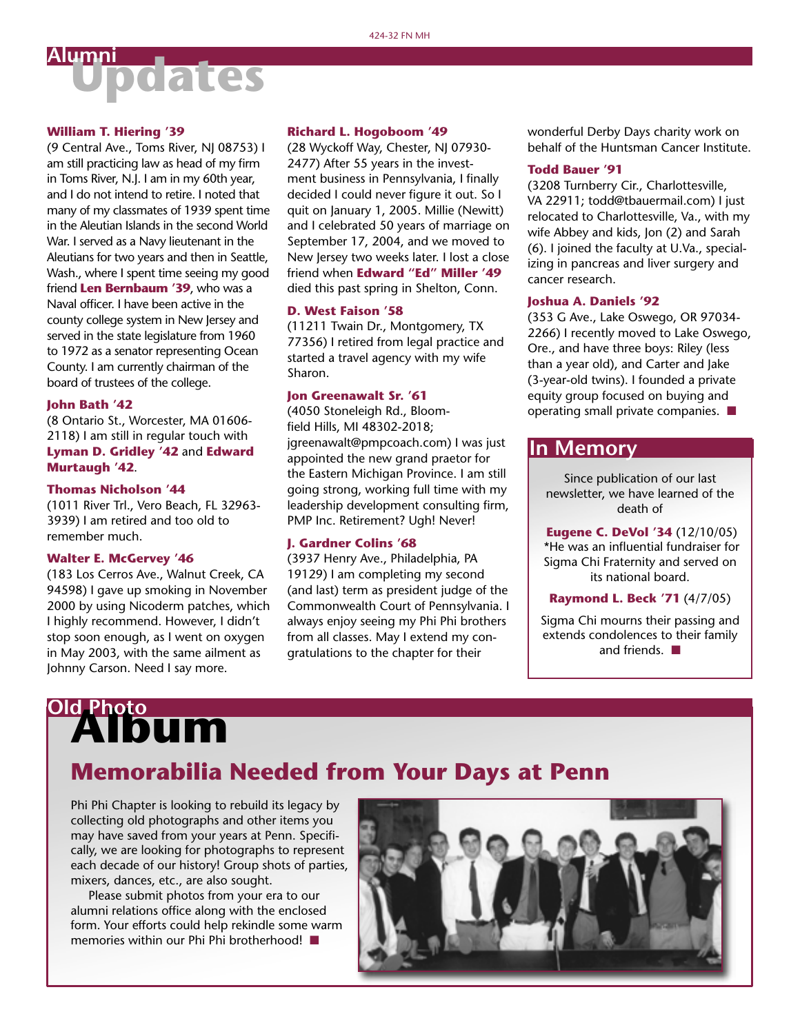# Alumni Updates

**William T. Hiering '39**
(9 Central Ave., Toms River, NJ 08753) I am still practicing law as head of my firm in Toms River, N.J. I am in my 60th year, and I do not intend to retire. I noted that many of my classmates of 1939 spent time in the Aleutian Islands in the second World War. I served as a Navy lieutenant in the Aleutians for two years and then in Seattle, Wash., where I spent time seeing my good friend **Len Bernbaum '39**, who was a Naval officer. I have been active in the county college system in New Jersey and served in the state legislature from 1960 to 1972 as a senator representing Ocean County. I am currently chairman of the board of trustees of the college.

**John Bath '42**
(8 Ontario St., Worcester, MA 01606-2118) I am still in regular touch with **Lyman D. Gridley '42** and **Edward Murtaugh '42**.

**Thomas Nicholson '44**
(1011 River Trl., Vero Beach, FL 32963-3939) I am retired and too old to remember much.

**Walter E. McGervey '46**
(183 Los Cerros Ave., Walnut Creek, CA 94598) I gave up smoking in November 2000 by using Nicoderm patches, which I highly recommend. However, I didn't stop soon enough, as I went on oxygen in May 2003, with the same ailment as Johnny Carson. Need I say more.

**Richard L. Hogoboom '49**
(28 Wyckoff Way, Chester, NJ 07930-2477) After 55 years in the investment business in Pennsylvania, I finally decided I could never figure it out. So I quit on January 1, 2005. Millie (Newitt) and I celebrated 50 years of marriage on September 17, 2004, and we moved to New Jersey two weeks later. I lost a close friend when **Edward "Ed" Miller '49** died this past spring in Shelton, Conn.

**D. West Faison '58**
(11211 Twain Dr., Montgomery, TX 77356) I retired from legal practice and started a travel agency with my wife Sharon.

**Jon Greenawalt Sr. '61**
(4050 Stoneleigh Rd., Bloomfield Hills, MI 48302-2018; jgreenawalt@pmpcoach.com) I was just appointed the new grand praetor for the Eastern Michigan Province. I am still going strong, working full time with my leadership development consulting firm, PMP Inc. Retirement? Ugh! Never!

**J. Gardner Colins '68**
(3937 Henry Ave., Philadelphia, PA 19129) I am completing my second (and last) term as president judge of the Commonwealth Court of Pennsylvania. I always enjoy seeing my Phi Phi brothers from all classes. May I extend my congratulations to the chapter for their wonderful Derby Days charity work on behalf of the Huntsman Cancer Institute.

**Todd Bauer '91**
(3208 Turnberry Cir., Charlottesville, VA 22911; todd@tbauermail.com) I just relocated to Charlottesville, Va., with my wife Abbey and kids, Jon (2) and Sarah (6). I joined the faculty at U.Va., specializing in pancreas and liver surgery and cancer research.

**Joshua A. Daniels '92**
(353 G Ave., Lake Oswego, OR 97034-2266) I recently moved to Lake Oswego, Ore., and have three boys: Riley (less than a year old), and Carter and Jake (3-year-old twins). I founded a private equity group focused on buying and operating small private companies. ■

## In Memory

Since publication of our last newsletter, we have learned of the death of

**Eugene C. DeVol '34** (12/10/05)
*He was an influential fundraiser for Sigma Chi Fraternity and served on its national board.

**Raymond L. Beck '71** (4/7/05)

Sigma Chi mourns their passing and extends condolences to their family and friends. ■

# Old Photo Album

## Memorabilia Needed from Your Days at Penn

Phi Phi Chapter is looking to rebuild its legacy by collecting old photographs and other items you may have saved from your years at Penn. Specifically, we are looking for photographs to represent each decade of our history! Group shots of parties, mixers, dances, etc., are also sought.

Please submit photos from your era to our alumni relations office along with the enclosed form. Your efforts could help rekindle some warm memories within our Phi Phi brotherhood! ■